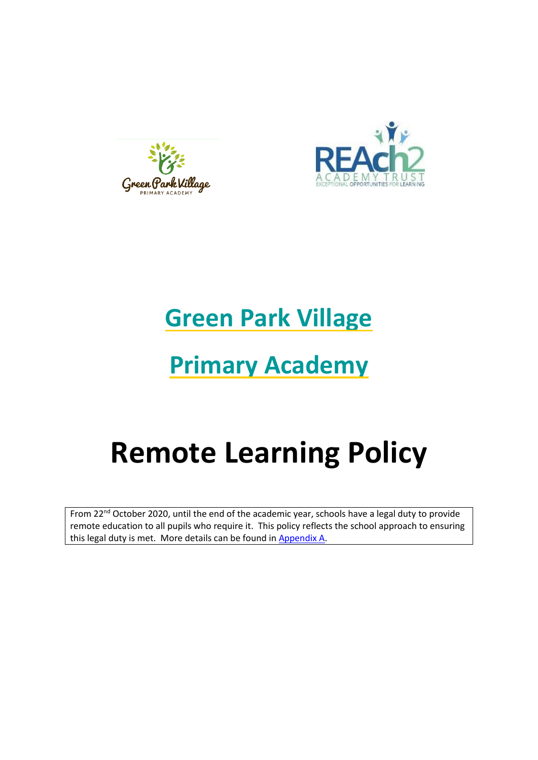# Green Park Village

# Primary Academy

# Remote Learning Policy

From 22nd October 2020, until the end of the academic year, schools have a legal duty to provide remote education to all pupils who require it. This policy reflects the school approach to ensuring this legal duty is met. More details can be found in Appendix A.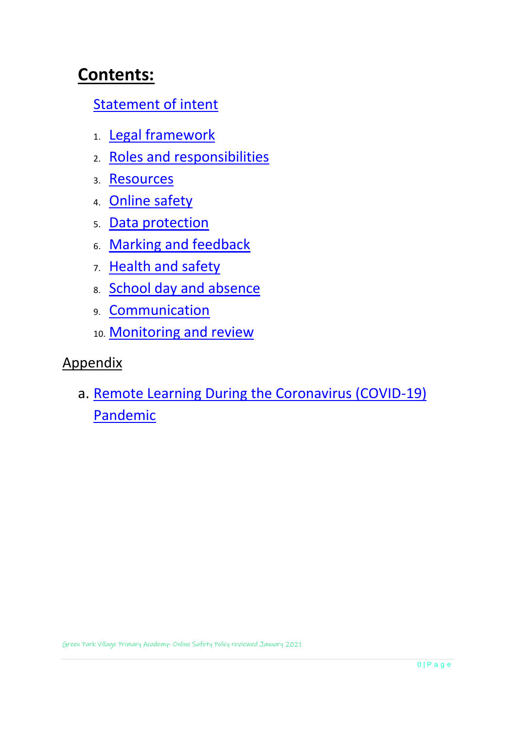# Contents:

Statement of intent

1. Legal framework
2. Roles and responsibilities
3. Resources
4. Online safety
5. Data protection
6. Marking and feedback
7. Health and safety
8. School day and absence
9. Communication
10. Monitoring and review

## Appendix

a. Remote Learning During the Coronavirus (COVID-19) Pandemic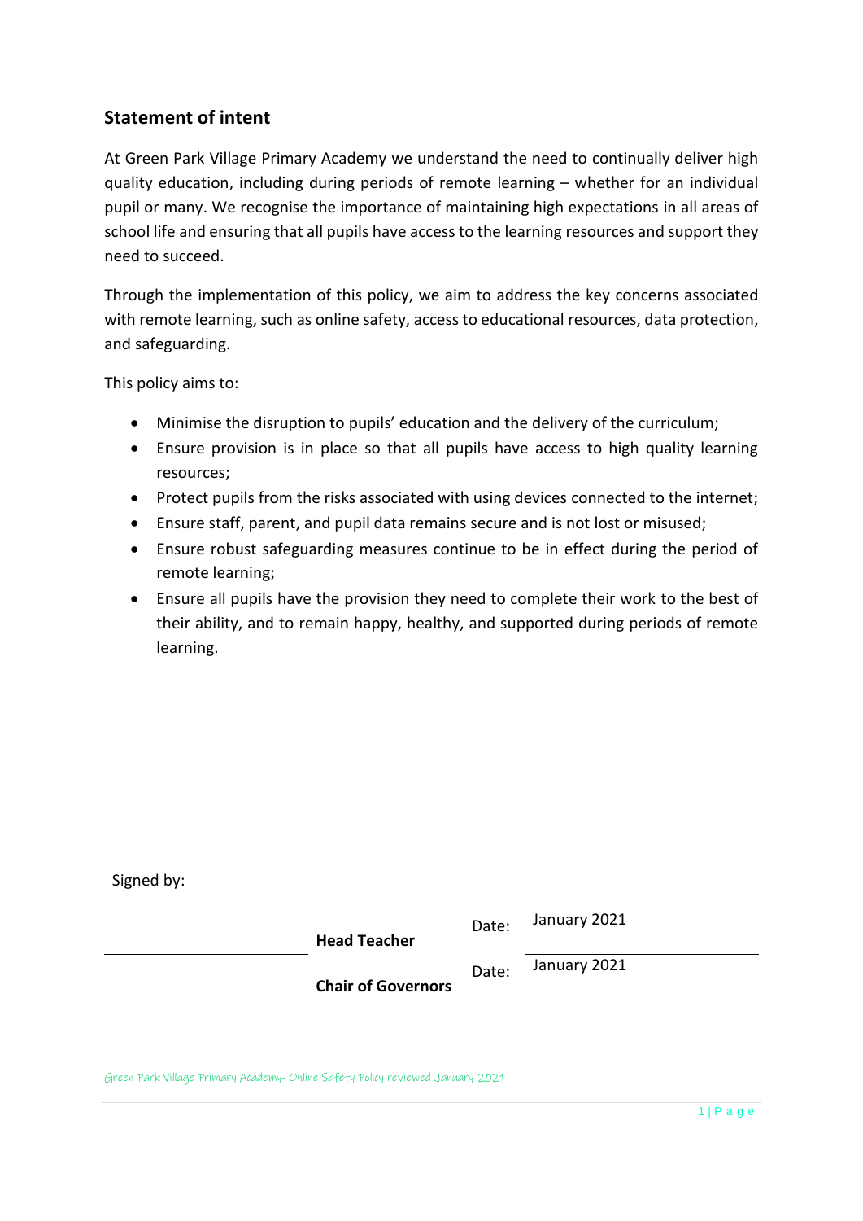## Statement of intent

At Green Park Village Primary Academy we understand the need to continually deliver high quality education, including during periods of remote learning – whether for an individual pupil or many. We recognise the importance of maintaining high expectations in all areas of school life and ensuring that all pupils have access to the learning resources and support they need to succeed.

Through the implementation of this policy, we aim to address the key concerns associated with remote learning, such as online safety, access to educational resources, data protection, and safeguarding.

This policy aims to:

- Minimise the disruption to pupils' education and the delivery of the curriculum;
- Ensure provision is in place so that all pupils have access to high quality learning resources;
- Protect pupils from the risks associated with using devices connected to the internet;
- Ensure staff, parent, and pupil data remains secure and is not lost or misused;
- Ensure robust safeguarding measures continue to be in effect during the period of remote learning;
- Ensure all pupils have the provision they need to complete their work to the best of their ability, and to remain happy, healthy, and supported during periods of remote learning.

Signed by:

| | | | |
|---|---|---|---|
| ______________________ | **Head Teacher** | Date: | January 2021 |
| ______________________ | **Chair of Governors** | Date: | January 2021 |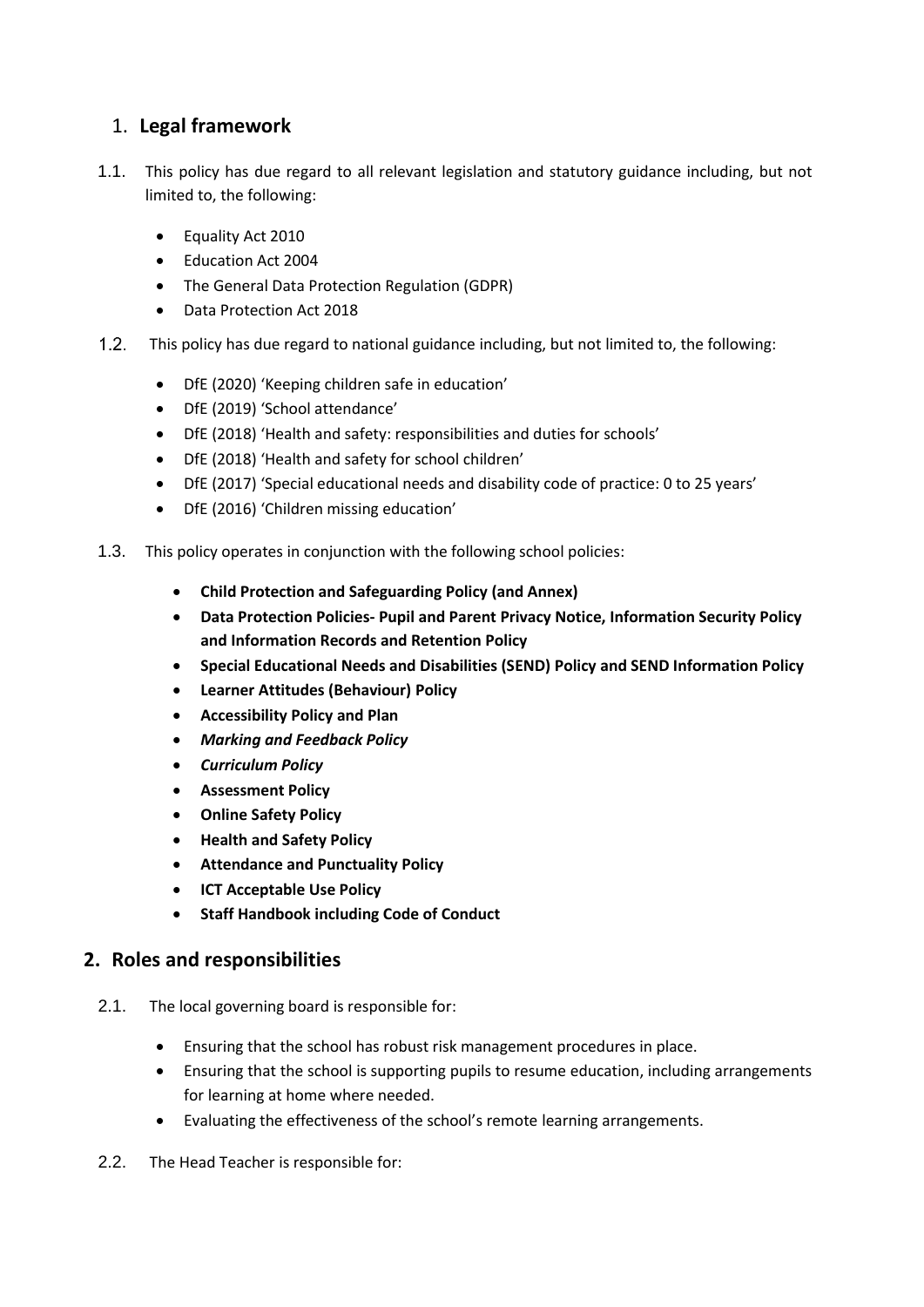## 1. Legal framework

1.1. This policy has due regard to all relevant legislation and statutory guidance including, but not limited to, the following:

- Equality Act 2010
- Education Act 2004
- The General Data Protection Regulation (GDPR)
- Data Protection Act 2018

1.2. This policy has due regard to national guidance including, but not limited to, the following:

- DfE (2020) 'Keeping children safe in education'
- DfE (2019) 'School attendance'
- DfE (2018) 'Health and safety: responsibilities and duties for schools'
- DfE (2018) 'Health and safety for school children'
- DfE (2017) 'Special educational needs and disability code of practice: 0 to 25 years'
- DfE (2016) 'Children missing education'

1.3. This policy operates in conjunction with the following school policies:

- **Child Protection and Safeguarding Policy (and Annex)**
- **Data Protection Policies- Pupil and Parent Privacy Notice, Information Security Policy and Information Records and Retention Policy**
- **Special Educational Needs and Disabilities (SEND) Policy and SEND Information Policy**
- **Learner Attitudes (Behaviour) Policy**
- **Accessibility Policy and Plan**
- ***Marking and Feedback Policy***
- ***Curriculum Policy***
- **Assessment Policy**
- **Online Safety Policy**
- **Health and Safety Policy**
- **Attendance and Punctuality Policy**
- **ICT Acceptable Use Policy**
- **Staff Handbook including Code of Conduct**

## 2. Roles and responsibilities

2.1. The local governing board is responsible for:

- Ensuring that the school has robust risk management procedures in place.
- Ensuring that the school is supporting pupils to resume education, including arrangements for learning at home where needed.
- Evaluating the effectiveness of the school's remote learning arrangements.

2.2. The Head Teacher is responsible for: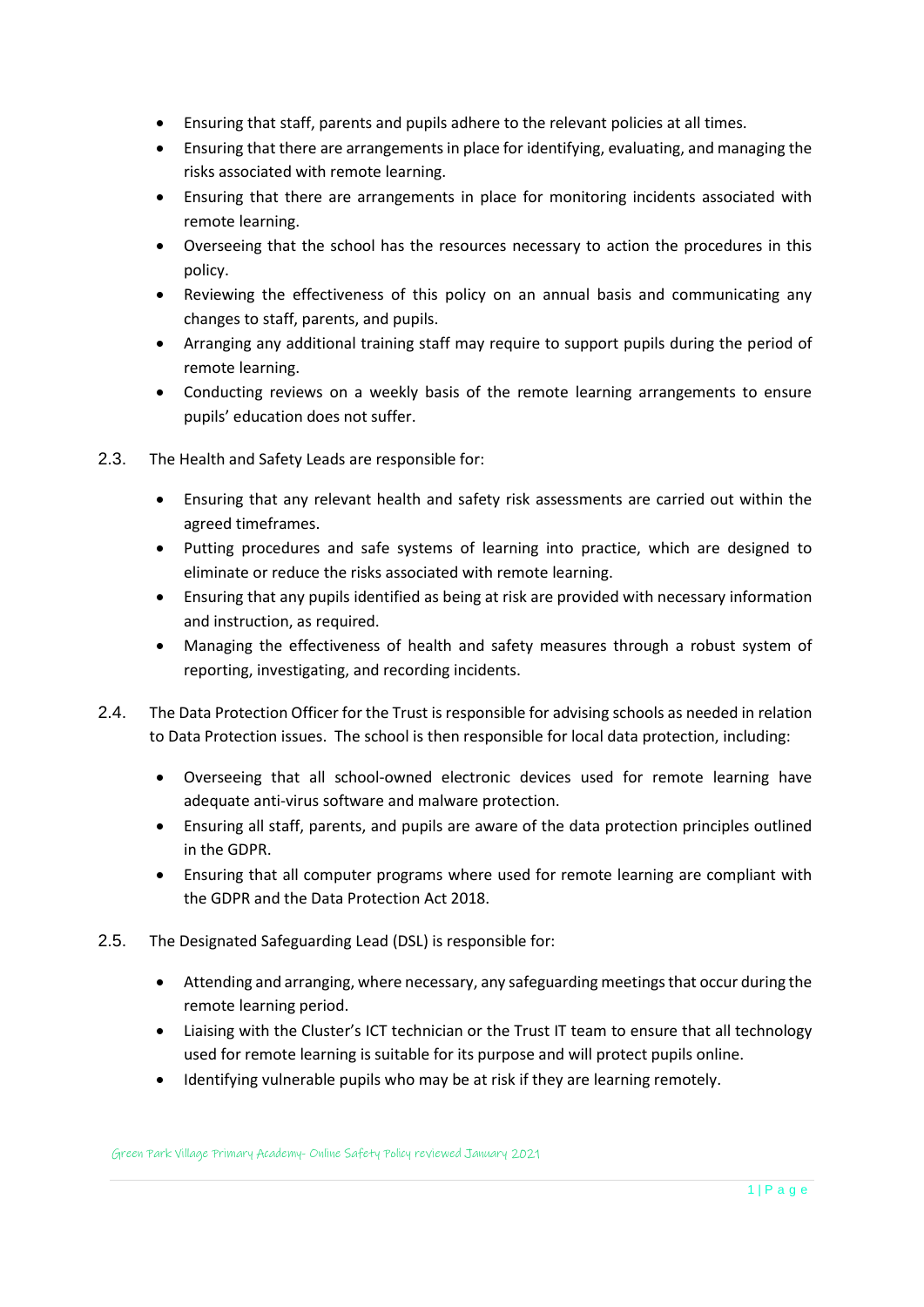- Ensuring that staff, parents and pupils adhere to the relevant policies at all times.
- Ensuring that there are arrangements in place for identifying, evaluating, and managing the risks associated with remote learning.
- Ensuring that there are arrangements in place for monitoring incidents associated with remote learning.
- Overseeing that the school has the resources necessary to action the procedures in this policy.
- Reviewing the effectiveness of this policy on an annual basis and communicating any changes to staff, parents, and pupils.
- Arranging any additional training staff may require to support pupils during the period of remote learning.
- Conducting reviews on a weekly basis of the remote learning arrangements to ensure pupils' education does not suffer.

2.3. The Health and Safety Leads are responsible for:

- Ensuring that any relevant health and safety risk assessments are carried out within the agreed timeframes.
- Putting procedures and safe systems of learning into practice, which are designed to eliminate or reduce the risks associated with remote learning.
- Ensuring that any pupils identified as being at risk are provided with necessary information and instruction, as required.
- Managing the effectiveness of health and safety measures through a robust system of reporting, investigating, and recording incidents.

2.4. The Data Protection Officer for the Trust is responsible for advising schools as needed in relation to Data Protection issues. The school is then responsible for local data protection, including:

- Overseeing that all school-owned electronic devices used for remote learning have adequate anti-virus software and malware protection.
- Ensuring all staff, parents, and pupils are aware of the data protection principles outlined in the GDPR.
- Ensuring that all computer programs where used for remote learning are compliant with the GDPR and the Data Protection Act 2018.

2.5. The Designated Safeguarding Lead (DSL) is responsible for:

- Attending and arranging, where necessary, any safeguarding meetings that occur during the remote learning period.
- Liaising with the Cluster's ICT technician or the Trust IT team to ensure that all technology used for remote learning is suitable for its purpose and will protect pupils online.
- Identifying vulnerable pupils who may be at risk if they are learning remotely.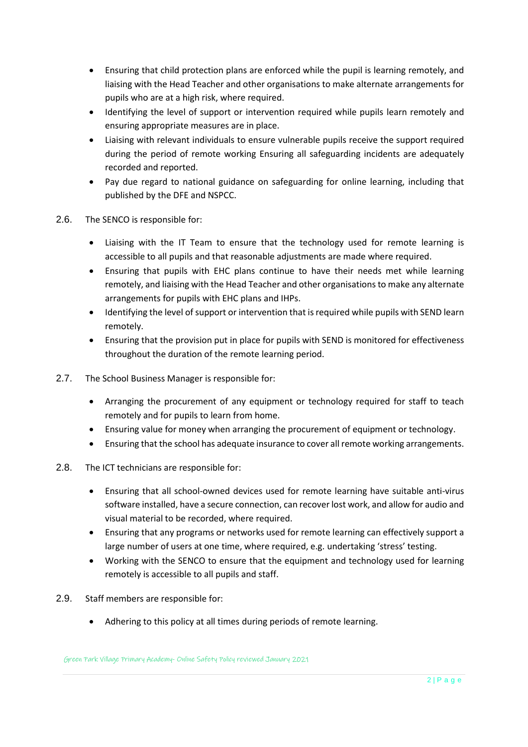- Ensuring that child protection plans are enforced while the pupil is learning remotely, and liaising with the Head Teacher and other organisations to make alternate arrangements for pupils who are at a high risk, where required.
- Identifying the level of support or intervention required while pupils learn remotely and ensuring appropriate measures are in place.
- Liaising with relevant individuals to ensure vulnerable pupils receive the support required during the period of remote working Ensuring all safeguarding incidents are adequately recorded and reported.
- Pay due regard to national guidance on safeguarding for online learning, including that published by the DFE and NSPCC.

2.6. The SENCO is responsible for:

- Liaising with the IT Team to ensure that the technology used for remote learning is accessible to all pupils and that reasonable adjustments are made where required.
- Ensuring that pupils with EHC plans continue to have their needs met while learning remotely, and liaising with the Head Teacher and other organisations to make any alternate arrangements for pupils with EHC plans and IHPs.
- Identifying the level of support or intervention that is required while pupils with SEND learn remotely.
- Ensuring that the provision put in place for pupils with SEND is monitored for effectiveness throughout the duration of the remote learning period.

2.7. The School Business Manager is responsible for:

- Arranging the procurement of any equipment or technology required for staff to teach remotely and for pupils to learn from home.
- Ensuring value for money when arranging the procurement of equipment or technology.
- Ensuring that the school has adequate insurance to cover all remote working arrangements.

2.8. The ICT technicians are responsible for:

- Ensuring that all school-owned devices used for remote learning have suitable anti-virus software installed, have a secure connection, can recover lost work, and allow for audio and visual material to be recorded, where required.
- Ensuring that any programs or networks used for remote learning can effectively support a large number of users at one time, where required, e.g. undertaking 'stress' testing.
- Working with the SENCO to ensure that the equipment and technology used for learning remotely is accessible to all pupils and staff.

2.9. Staff members are responsible for:

- Adhering to this policy at all times during periods of remote learning.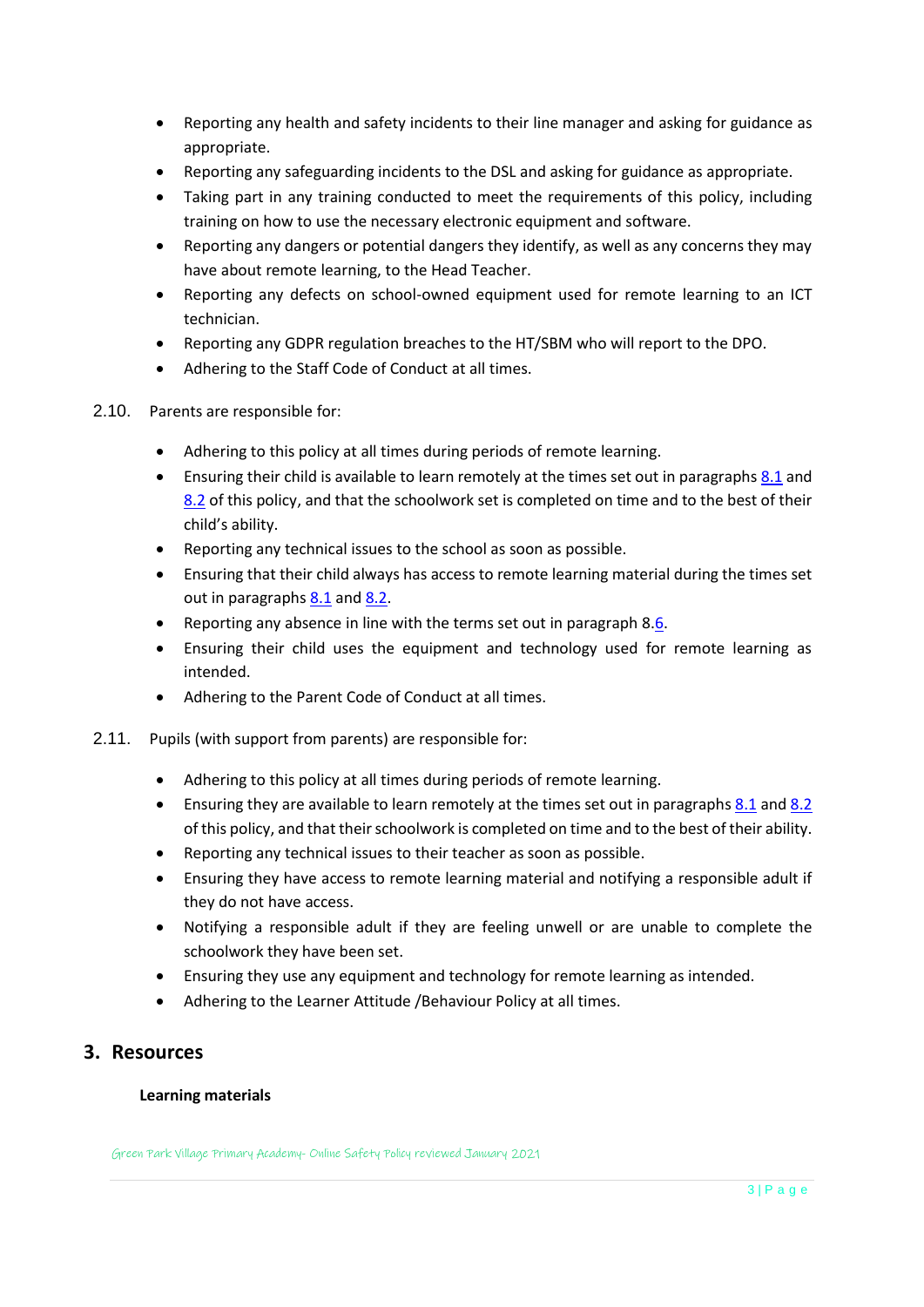- Reporting any health and safety incidents to their line manager and asking for guidance as appropriate.
- Reporting any safeguarding incidents to the DSL and asking for guidance as appropriate.
- Taking part in any training conducted to meet the requirements of this policy, including training on how to use the necessary electronic equipment and software.
- Reporting any dangers or potential dangers they identify, as well as any concerns they may have about remote learning, to the Head Teacher.
- Reporting any defects on school-owned equipment used for remote learning to an ICT technician.
- Reporting any GDPR regulation breaches to the HT/SBM who will report to the DPO.
- Adhering to the Staff Code of Conduct at all times.

2.10. Parents are responsible for:

- Adhering to this policy at all times during periods of remote learning.
- Ensuring their child is available to learn remotely at the times set out in paragraphs 8.1 and 8.2 of this policy, and that the schoolwork set is completed on time and to the best of their child's ability.
- Reporting any technical issues to the school as soon as possible.
- Ensuring that their child always has access to remote learning material during the times set out in paragraphs 8.1 and 8.2.
- Reporting any absence in line with the terms set out in paragraph 8.6.
- Ensuring their child uses the equipment and technology used for remote learning as intended.
- Adhering to the Parent Code of Conduct at all times.

2.11. Pupils (with support from parents) are responsible for:

- Adhering to this policy at all times during periods of remote learning.
- Ensuring they are available to learn remotely at the times set out in paragraphs 8.1 and 8.2 of this policy, and that their schoolwork is completed on time and to the best of their ability.
- Reporting any technical issues to their teacher as soon as possible.
- Ensuring they have access to remote learning material and notifying a responsible adult if they do not have access.
- Notifying a responsible adult if they are feeling unwell or are unable to complete the schoolwork they have been set.
- Ensuring they use any equipment and technology for remote learning as intended.
- Adhering to the Learner Attitude /Behaviour Policy at all times.

## 3. Resources

**Learning materials**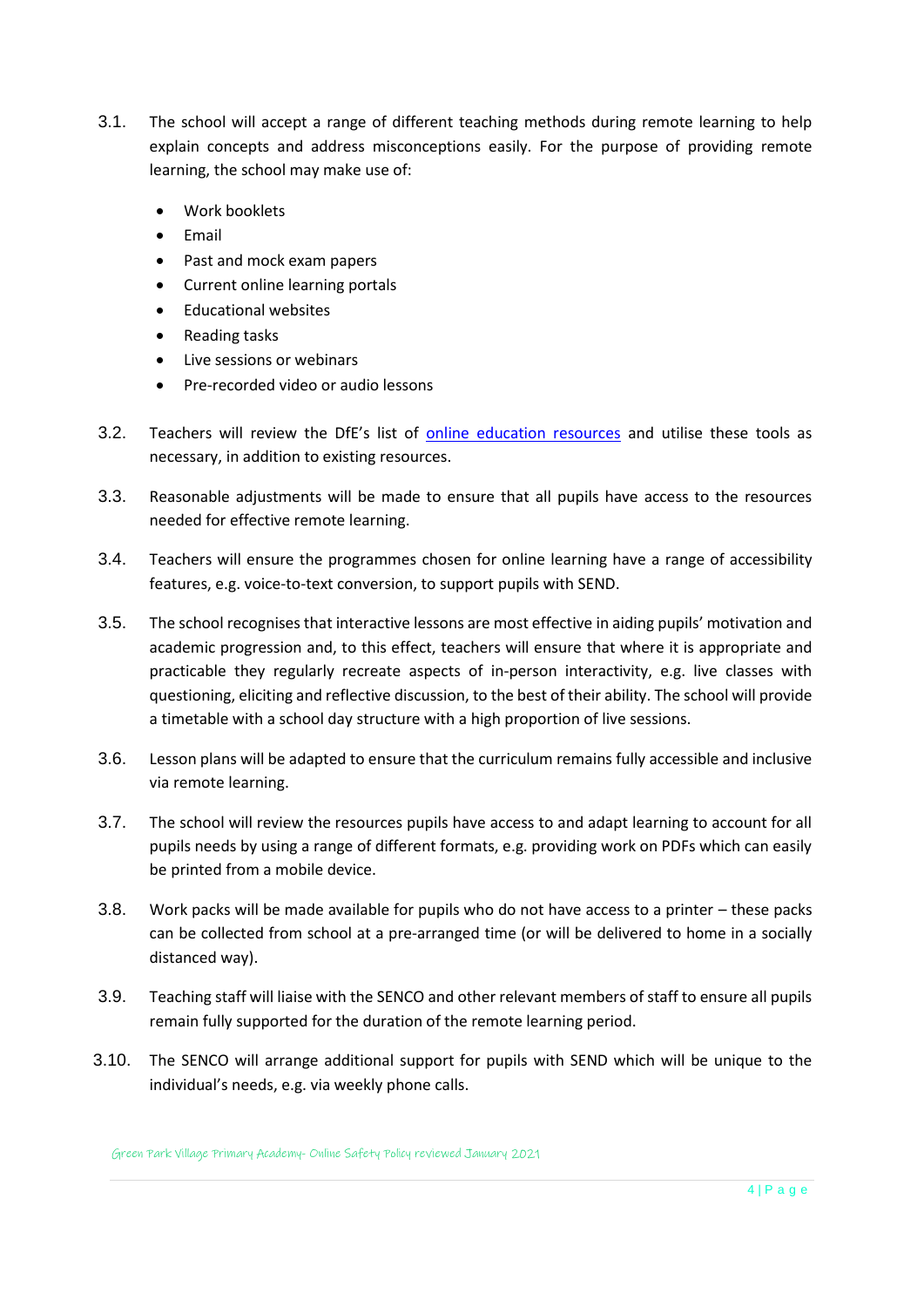3.1. The school will accept a range of different teaching methods during remote learning to help explain concepts and address misconceptions easily. For the purpose of providing remote learning, the school may make use of:

- Work booklets
- Email
- Past and mock exam papers
- Current online learning portals
- Educational websites
- Reading tasks
- Live sessions or webinars
- Pre-recorded video or audio lessons

3.2. Teachers will review the DfE's list of [online education resources]() and utilise these tools as necessary, in addition to existing resources.

3.3. Reasonable adjustments will be made to ensure that all pupils have access to the resources needed for effective remote learning.

3.4. Teachers will ensure the programmes chosen for online learning have a range of accessibility features, e.g. voice-to-text conversion, to support pupils with SEND.

3.5. The school recognises that interactive lessons are most effective in aiding pupils' motivation and academic progression and, to this effect, teachers will ensure that where it is appropriate and practicable they regularly recreate aspects of in-person interactivity, e.g. live classes with questioning, eliciting and reflective discussion, to the best of their ability. The school will provide a timetable with a school day structure with a high proportion of live sessions.

3.6. Lesson plans will be adapted to ensure that the curriculum remains fully accessible and inclusive via remote learning.

3.7. The school will review the resources pupils have access to and adapt learning to account for all pupils needs by using a range of different formats, e.g. providing work on PDFs which can easily be printed from a mobile device.

3.8. Work packs will be made available for pupils who do not have access to a printer – these packs can be collected from school at a pre-arranged time (or will be delivered to home in a socially distanced way).

3.9. Teaching staff will liaise with the SENCO and other relevant members of staff to ensure all pupils remain fully supported for the duration of the remote learning period.

3.10. The SENCO will arrange additional support for pupils with SEND which will be unique to the individual's needs, e.g. via weekly phone calls.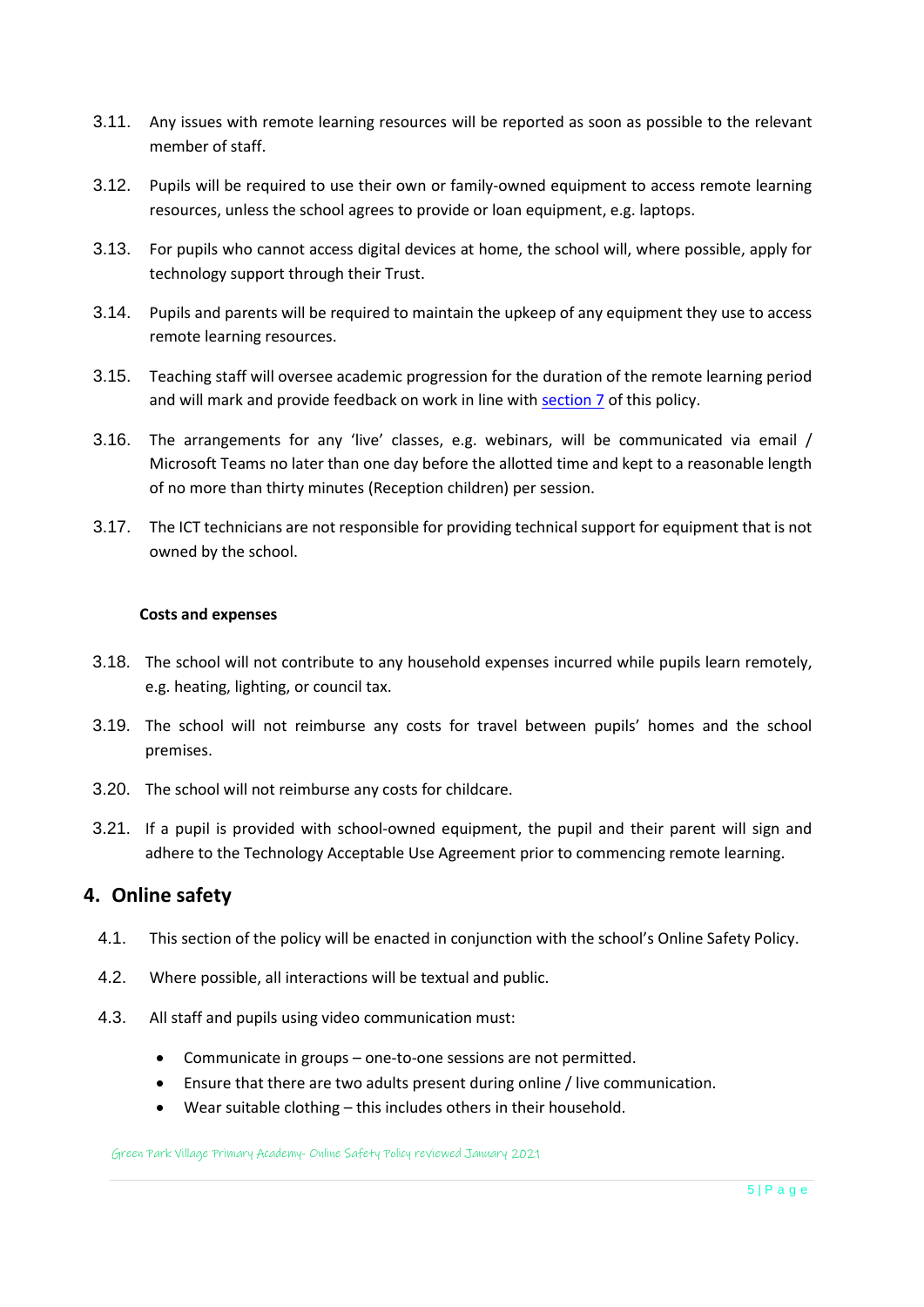3.11. Any issues with remote learning resources will be reported as soon as possible to the relevant member of staff.

3.12. Pupils will be required to use their own or family-owned equipment to access remote learning resources, unless the school agrees to provide or loan equipment, e.g. laptops.

3.13. For pupils who cannot access digital devices at home, the school will, where possible, apply for technology support through their Trust.

3.14. Pupils and parents will be required to maintain the upkeep of any equipment they use to access remote learning resources.

3.15. Teaching staff will oversee academic progression for the duration of the remote learning period and will mark and provide feedback on work in line with section 7 of this policy.

3.16. The arrangements for any 'live' classes, e.g. webinars, will be communicated via email / Microsoft Teams no later than one day before the allotted time and kept to a reasonable length of no more than thirty minutes (Reception children) per session.

3.17. The ICT technicians are not responsible for providing technical support for equipment that is not owned by the school.

**Costs and expenses**

3.18. The school will not contribute to any household expenses incurred while pupils learn remotely, e.g. heating, lighting, or council tax.

3.19. The school will not reimburse any costs for travel between pupils' homes and the school premises.

3.20. The school will not reimburse any costs for childcare.

3.21. If a pupil is provided with school-owned equipment, the pupil and their parent will sign and adhere to the Technology Acceptable Use Agreement prior to commencing remote learning.

## 4. Online safety

4.1. This section of the policy will be enacted in conjunction with the school's Online Safety Policy.

4.2. Where possible, all interactions will be textual and public.

4.3. All staff and pupils using video communication must:

- Communicate in groups – one-to-one sessions are not permitted.
- Ensure that there are two adults present during online / live communication.
- Wear suitable clothing – this includes others in their household.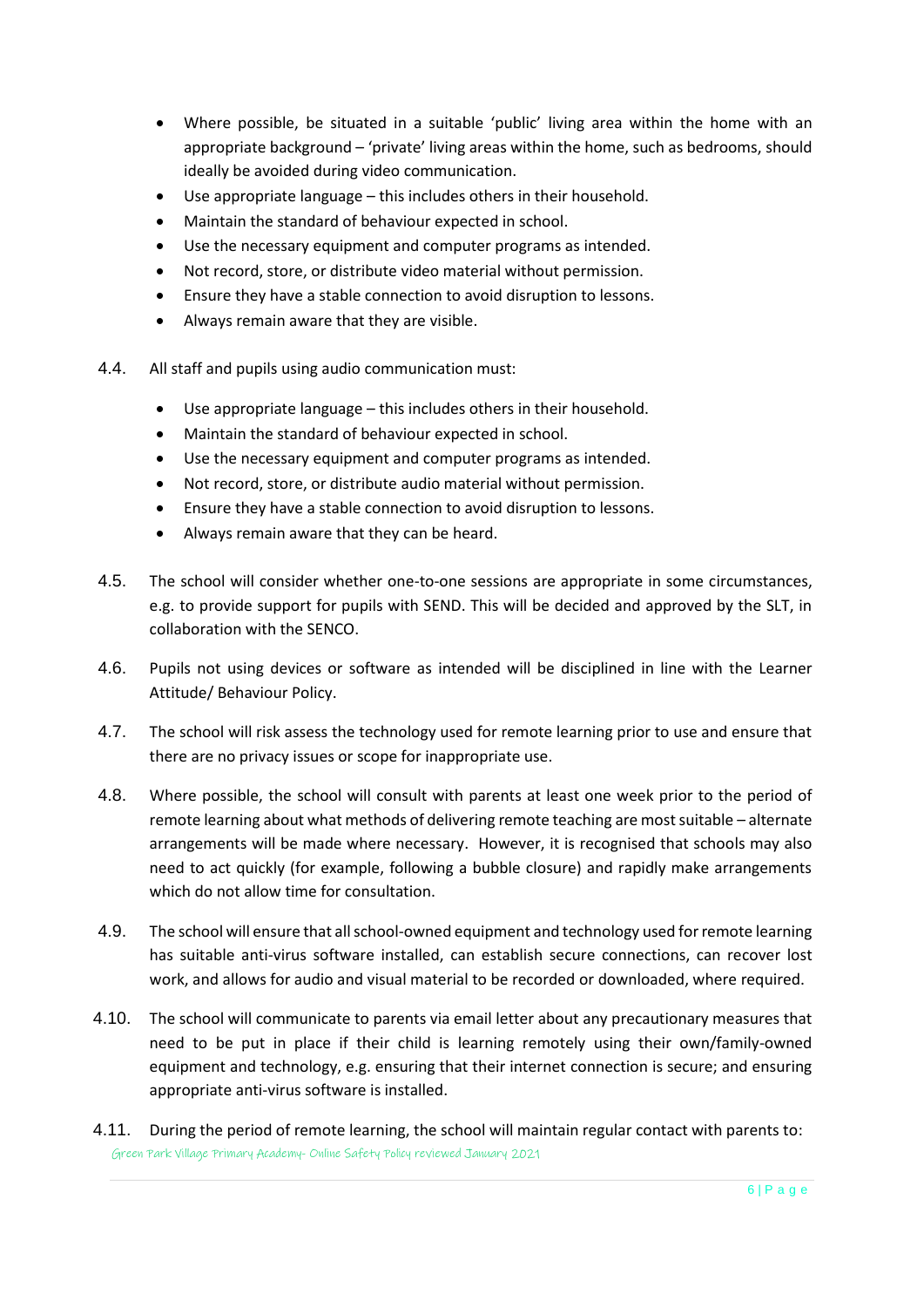- Where possible, be situated in a suitable 'public' living area within the home with an appropriate background – 'private' living areas within the home, such as bedrooms, should ideally be avoided during video communication.
- Use appropriate language – this includes others in their household.
- Maintain the standard of behaviour expected in school.
- Use the necessary equipment and computer programs as intended.
- Not record, store, or distribute video material without permission.
- Ensure they have a stable connection to avoid disruption to lessons.
- Always remain aware that they are visible.

4.4. All staff and pupils using audio communication must:

- Use appropriate language – this includes others in their household.
- Maintain the standard of behaviour expected in school.
- Use the necessary equipment and computer programs as intended.
- Not record, store, or distribute audio material without permission.
- Ensure they have a stable connection to avoid disruption to lessons.
- Always remain aware that they can be heard.

4.5. The school will consider whether one-to-one sessions are appropriate in some circumstances, e.g. to provide support for pupils with SEND. This will be decided and approved by the SLT, in collaboration with the SENCO.

4.6. Pupils not using devices or software as intended will be disciplined in line with the Learner Attitude/ Behaviour Policy.

4.7. The school will risk assess the technology used for remote learning prior to use and ensure that there are no privacy issues or scope for inappropriate use.

4.8. Where possible, the school will consult with parents at least one week prior to the period of remote learning about what methods of delivering remote teaching are most suitable – alternate arrangements will be made where necessary. However, it is recognised that schools may also need to act quickly (for example, following a bubble closure) and rapidly make arrangements which do not allow time for consultation.

4.9. The school will ensure that all school-owned equipment and technology used for remote learning has suitable anti-virus software installed, can establish secure connections, can recover lost work, and allows for audio and visual material to be recorded or downloaded, where required.

4.10. The school will communicate to parents via email letter about any precautionary measures that need to be put in place if their child is learning remotely using their own/family-owned equipment and technology, e.g. ensuring that their internet connection is secure; and ensuring appropriate anti-virus software is installed.

4.11. During the period of remote learning, the school will maintain regular contact with parents to: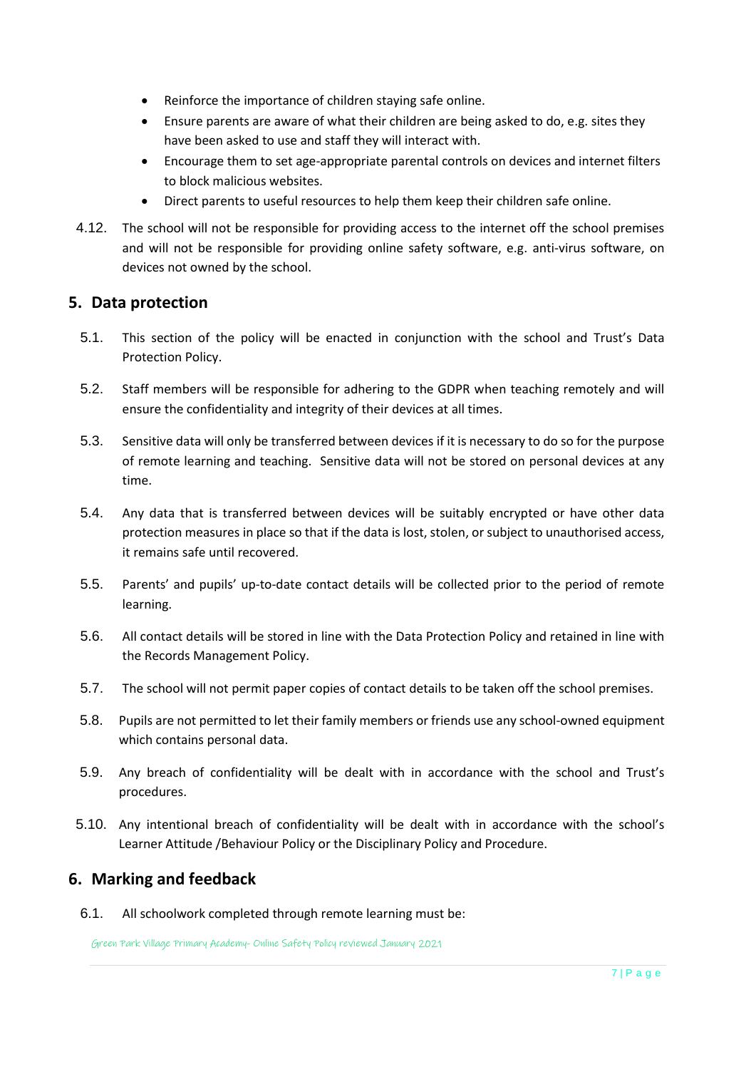- Reinforce the importance of children staying safe online.
- Ensure parents are aware of what their children are being asked to do, e.g. sites they have been asked to use and staff they will interact with.
- Encourage them to set age-appropriate parental controls on devices and internet filters to block malicious websites.
- Direct parents to useful resources to help them keep their children safe online.

4.12. The school will not be responsible for providing access to the internet off the school premises and will not be responsible for providing online safety software, e.g. anti-virus software, on devices not owned by the school.

## 5. Data protection

5.1. This section of the policy will be enacted in conjunction with the school and Trust's Data Protection Policy.

5.2. Staff members will be responsible for adhering to the GDPR when teaching remotely and will ensure the confidentiality and integrity of their devices at all times.

5.3. Sensitive data will only be transferred between devices if it is necessary to do so for the purpose of remote learning and teaching. Sensitive data will not be stored on personal devices at any time.

5.4. Any data that is transferred between devices will be suitably encrypted or have other data protection measures in place so that if the data is lost, stolen, or subject to unauthorised access, it remains safe until recovered.

5.5. Parents' and pupils' up-to-date contact details will be collected prior to the period of remote learning.

5.6. All contact details will be stored in line with the Data Protection Policy and retained in line with the Records Management Policy.

5.7. The school will not permit paper copies of contact details to be taken off the school premises.

5.8. Pupils are not permitted to let their family members or friends use any school-owned equipment which contains personal data.

5.9. Any breach of confidentiality will be dealt with in accordance with the school and Trust's procedures.

5.10. Any intentional breach of confidentiality will be dealt with in accordance with the school's Learner Attitude /Behaviour Policy or the Disciplinary Policy and Procedure.

## 6. Marking and feedback

6.1. All schoolwork completed through remote learning must be: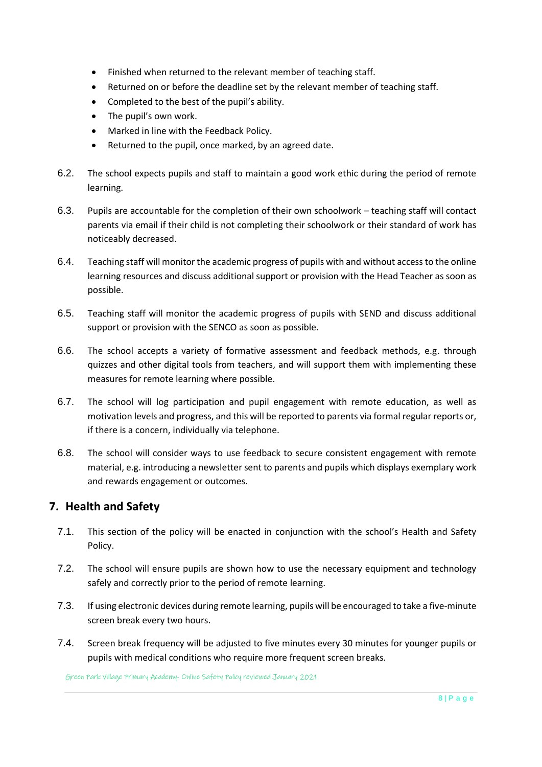- Finished when returned to the relevant member of teaching staff.
- Returned on or before the deadline set by the relevant member of teaching staff.
- Completed to the best of the pupil's ability.
- The pupil's own work.
- Marked in line with the Feedback Policy.
- Returned to the pupil, once marked, by an agreed date.

6.2. The school expects pupils and staff to maintain a good work ethic during the period of remote learning.

6.3. Pupils are accountable for the completion of their own schoolwork – teaching staff will contact parents via email if their child is not completing their schoolwork or their standard of work has noticeably decreased.

6.4. Teaching staff will monitor the academic progress of pupils with and without access to the online learning resources and discuss additional support or provision with the Head Teacher as soon as possible.

6.5. Teaching staff will monitor the academic progress of pupils with SEND and discuss additional support or provision with the SENCO as soon as possible.

6.6. The school accepts a variety of formative assessment and feedback methods, e.g. through quizzes and other digital tools from teachers, and will support them with implementing these measures for remote learning where possible.

6.7. The school will log participation and pupil engagement with remote education, as well as motivation levels and progress, and this will be reported to parents via formal regular reports or, if there is a concern, individually via telephone.

6.8. The school will consider ways to use feedback to secure consistent engagement with remote material, e.g. introducing a newsletter sent to parents and pupils which displays exemplary work and rewards engagement or outcomes.

## 7. Health and Safety

7.1. This section of the policy will be enacted in conjunction with the school's Health and Safety Policy.

7.2. The school will ensure pupils are shown how to use the necessary equipment and technology safely and correctly prior to the period of remote learning.

7.3. If using electronic devices during remote learning, pupils will be encouraged to take a five-minute screen break every two hours.

7.4. Screen break frequency will be adjusted to five minutes every 30 minutes for younger pupils or pupils with medical conditions who require more frequent screen breaks.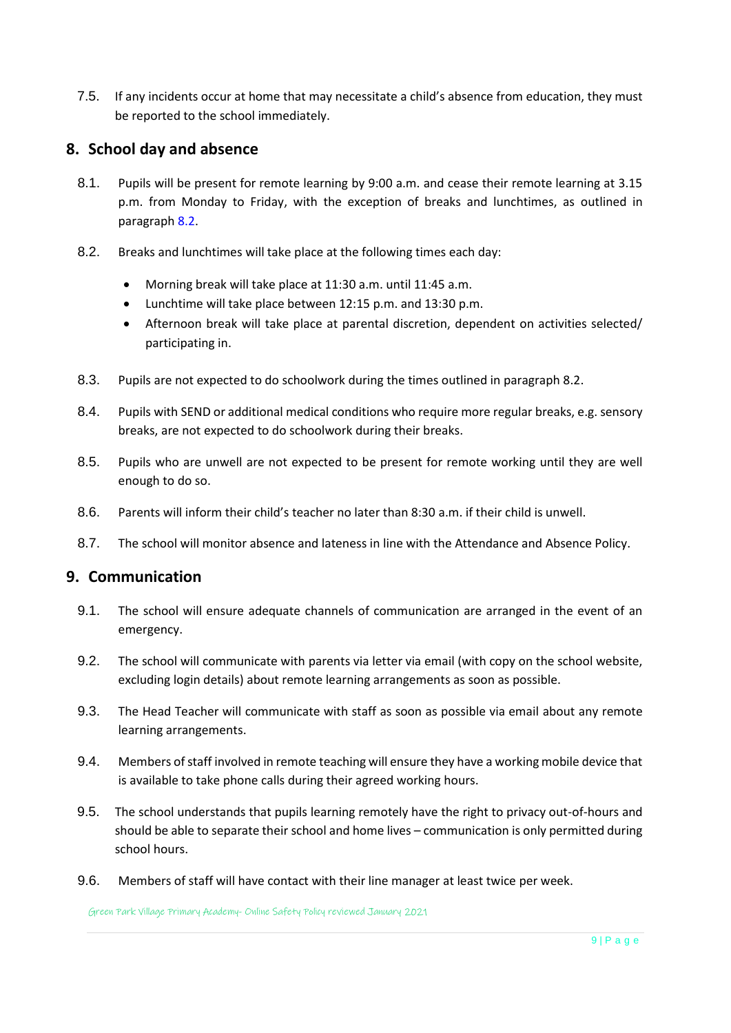7.5. If any incidents occur at home that may necessitate a child's absence from education, they must be reported to the school immediately.

## 8. School day and absence

8.1. Pupils will be present for remote learning by 9:00 a.m. and cease their remote learning at 3.15 p.m. from Monday to Friday, with the exception of breaks and lunchtimes, as outlined in paragraph 8.2.

8.2. Breaks and lunchtimes will take place at the following times each day:

- Morning break will take place at 11:30 a.m. until 11:45 a.m.
- Lunchtime will take place between 12:15 p.m. and 13:30 p.m.
- Afternoon break will take place at parental discretion, dependent on activities selected/ participating in.

8.3. Pupils are not expected to do schoolwork during the times outlined in paragraph 8.2.

8.4. Pupils with SEND or additional medical conditions who require more regular breaks, e.g. sensory breaks, are not expected to do schoolwork during their breaks.

8.5. Pupils who are unwell are not expected to be present for remote working until they are well enough to do so.

8.6. Parents will inform their child's teacher no later than 8:30 a.m. if their child is unwell.

8.7. The school will monitor absence and lateness in line with the Attendance and Absence Policy.

## 9. Communication

9.1. The school will ensure adequate channels of communication are arranged in the event of an emergency.

9.2. The school will communicate with parents via letter via email (with copy on the school website, excluding login details) about remote learning arrangements as soon as possible.

9.3. The Head Teacher will communicate with staff as soon as possible via email about any remote learning arrangements.

9.4. Members of staff involved in remote teaching will ensure they have a working mobile device that is available to take phone calls during their agreed working hours.

9.5. The school understands that pupils learning remotely have the right to privacy out-of-hours and should be able to separate their school and home lives – communication is only permitted during school hours.

9.6. Members of staff will have contact with their line manager at least twice per week.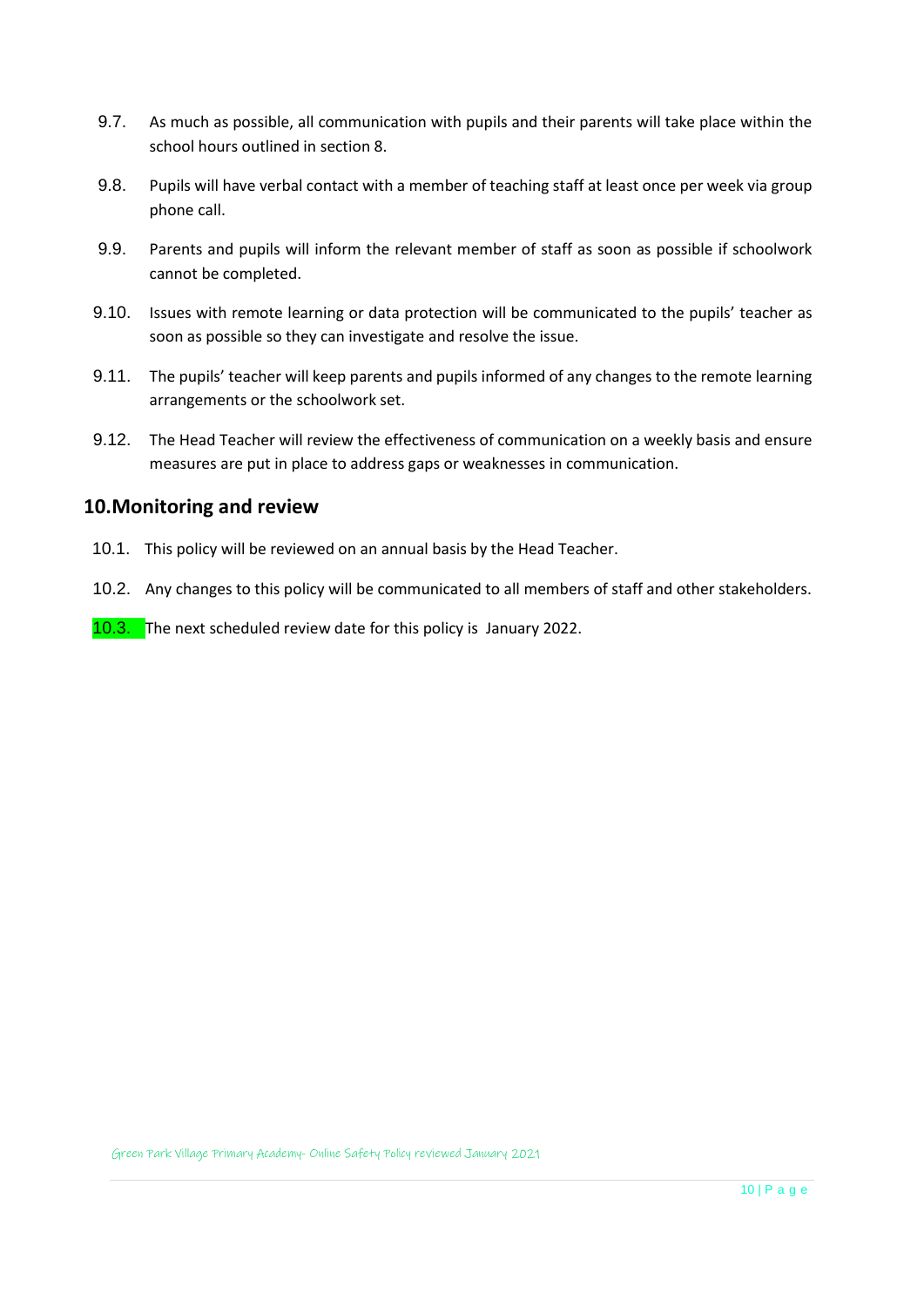9.7. As much as possible, all communication with pupils and their parents will take place within the school hours outlined in section 8.

9.8. Pupils will have verbal contact with a member of teaching staff at least once per week via group phone call.

9.9. Parents and pupils will inform the relevant member of staff as soon as possible if schoolwork cannot be completed.

9.10. Issues with remote learning or data protection will be communicated to the pupils' teacher as soon as possible so they can investigate and resolve the issue.

9.11. The pupils' teacher will keep parents and pupils informed of any changes to the remote learning arrangements or the schoolwork set.

9.12. The Head Teacher will review the effectiveness of communication on a weekly basis and ensure measures are put in place to address gaps or weaknesses in communication.

## 10. Monitoring and review

10.1. This policy will be reviewed on an annual basis by the Head Teacher.

10.2. Any changes to this policy will be communicated to all members of staff and other stakeholders.

10.3. The next scheduled review date for this policy is January 2022.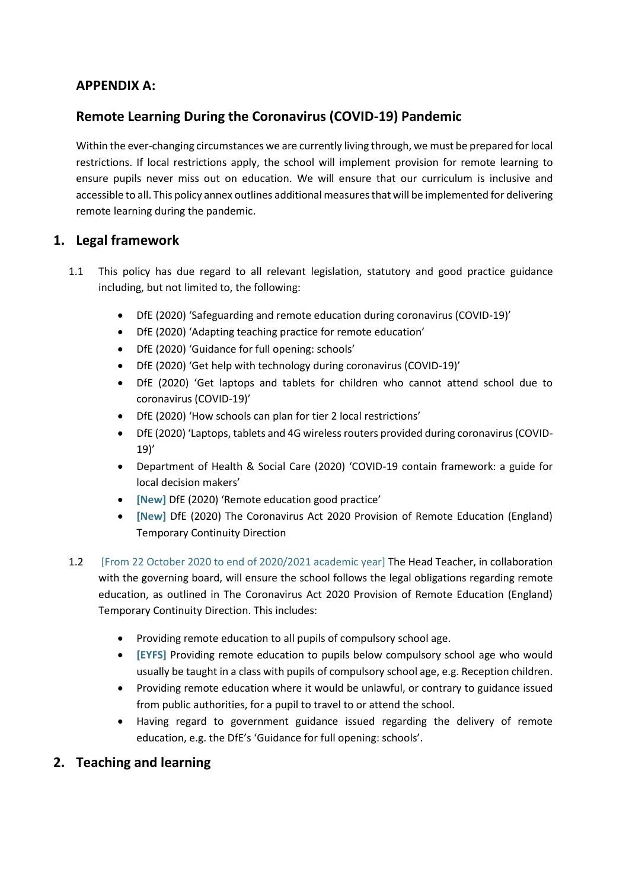## APPENDIX A:

## Remote Learning During the Coronavirus (COVID-19) Pandemic

Within the ever-changing circumstances we are currently living through, we must be prepared for local restrictions. If local restrictions apply, the school will implement provision for remote learning to ensure pupils never miss out on education. We will ensure that our curriculum is inclusive and accessible to all. This policy annex outlines additional measures that will be implemented for delivering remote learning during the pandemic.

## 1. Legal framework

1.1 This policy has due regard to all relevant legislation, statutory and good practice guidance including, but not limited to, the following:

- DfE (2020) 'Safeguarding and remote education during coronavirus (COVID-19)'
- DfE (2020) 'Adapting teaching practice for remote education'
- DfE (2020) 'Guidance for full opening: schools'
- DfE (2020) 'Get help with technology during coronavirus (COVID-19)'
- DfE (2020) 'Get laptops and tablets for children who cannot attend school due to coronavirus (COVID-19)'
- DfE (2020) 'How schools can plan for tier 2 local restrictions'
- DfE (2020) 'Laptops, tablets and 4G wireless routers provided during coronavirus (COVID-19)'
- Department of Health & Social Care (2020) 'COVID-19 contain framework: a guide for local decision makers'
- **[New]** DfE (2020) 'Remote education good practice'
- **[New]** DfE (2020) The Coronavirus Act 2020 Provision of Remote Education (England) Temporary Continuity Direction

1.2 [From 22 October 2020 to end of 2020/2021 academic year] The Head Teacher, in collaboration with the governing board, will ensure the school follows the legal obligations regarding remote education, as outlined in The Coronavirus Act 2020 Provision of Remote Education (England) Temporary Continuity Direction. This includes:

- Providing remote education to all pupils of compulsory school age.
- **[EYFS]** Providing remote education to pupils below compulsory school age who would usually be taught in a class with pupils of compulsory school age, e.g. Reception children.
- Providing remote education where it would be unlawful, or contrary to guidance issued from public authorities, for a pupil to travel to or attend the school.
- Having regard to government guidance issued regarding the delivery of remote education, e.g. the DfE's 'Guidance for full opening: schools'.

## 2. Teaching and learning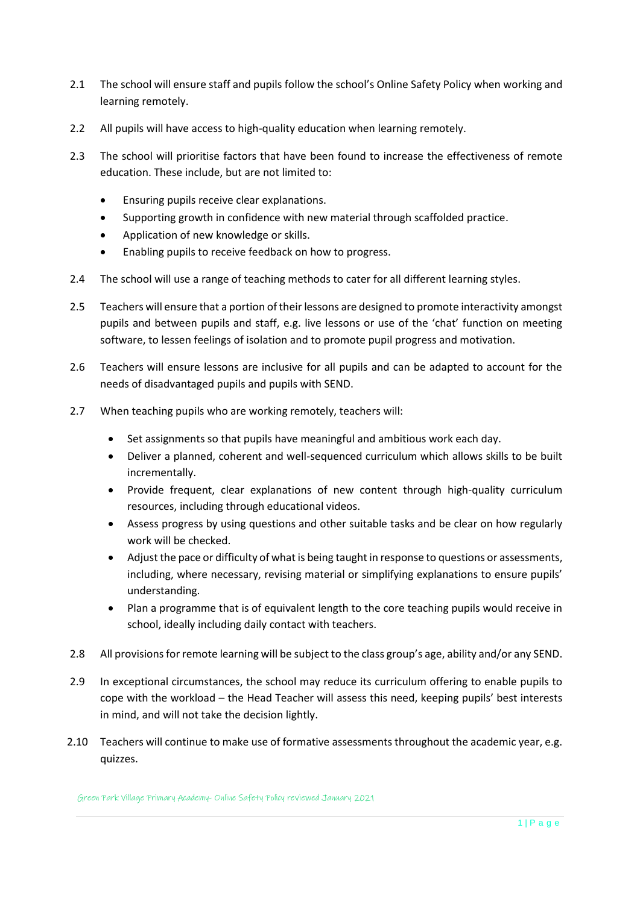2.1 The school will ensure staff and pupils follow the school's Online Safety Policy when working and learning remotely.

2.2 All pupils will have access to high-quality education when learning remotely.

2.3 The school will prioritise factors that have been found to increase the effectiveness of remote education. These include, but are not limited to:

- Ensuring pupils receive clear explanations.
- Supporting growth in confidence with new material through scaffolded practice.
- Application of new knowledge or skills.
- Enabling pupils to receive feedback on how to progress.

2.4 The school will use a range of teaching methods to cater for all different learning styles.

2.5 Teachers will ensure that a portion of their lessons are designed to promote interactivity amongst pupils and between pupils and staff, e.g. live lessons or use of the 'chat' function on meeting software, to lessen feelings of isolation and to promote pupil progress and motivation.

2.6 Teachers will ensure lessons are inclusive for all pupils and can be adapted to account for the needs of disadvantaged pupils and pupils with SEND.

2.7 When teaching pupils who are working remotely, teachers will:

- Set assignments so that pupils have meaningful and ambitious work each day.
- Deliver a planned, coherent and well-sequenced curriculum which allows skills to be built incrementally.
- Provide frequent, clear explanations of new content through high-quality curriculum resources, including through educational videos.
- Assess progress by using questions and other suitable tasks and be clear on how regularly work will be checked.
- Adjust the pace or difficulty of what is being taught in response to questions or assessments, including, where necessary, revising material or simplifying explanations to ensure pupils' understanding.
- Plan a programme that is of equivalent length to the core teaching pupils would receive in school, ideally including daily contact with teachers.

2.8 All provisions for remote learning will be subject to the class group's age, ability and/or any SEND.

2.9 In exceptional circumstances, the school may reduce its curriculum offering to enable pupils to cope with the workload – the Head Teacher will assess this need, keeping pupils' best interests in mind, and will not take the decision lightly.

2.10 Teachers will continue to make use of formative assessments throughout the academic year, e.g. quizzes.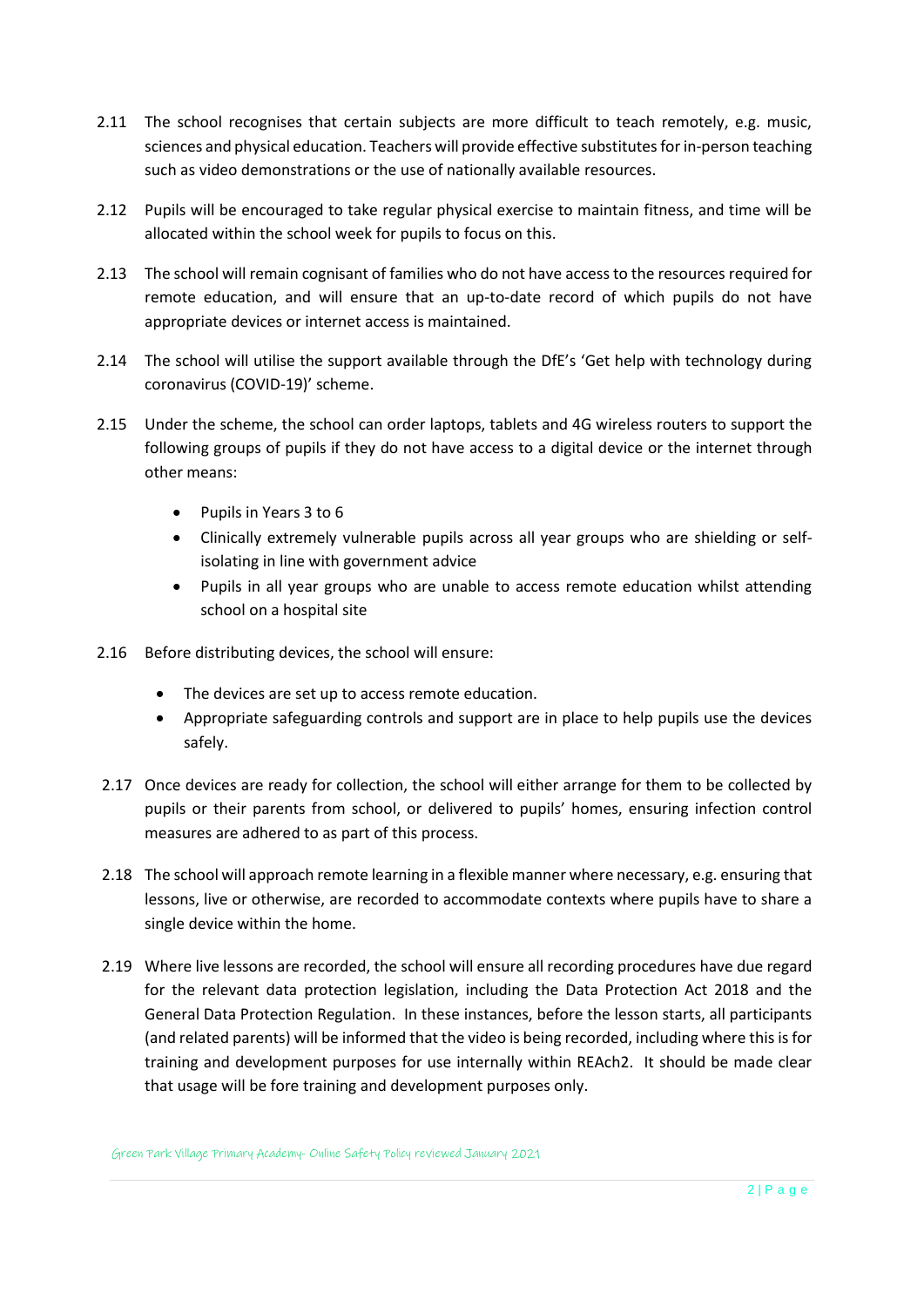2.11 The school recognises that certain subjects are more difficult to teach remotely, e.g. music, sciences and physical education. Teachers will provide effective substitutes for in-person teaching such as video demonstrations or the use of nationally available resources.

2.12 Pupils will be encouraged to take regular physical exercise to maintain fitness, and time will be allocated within the school week for pupils to focus on this.

2.13 The school will remain cognisant of families who do not have access to the resources required for remote education, and will ensure that an up-to-date record of which pupils do not have appropriate devices or internet access is maintained.

2.14 The school will utilise the support available through the DfE's 'Get help with technology during coronavirus (COVID-19)' scheme.

2.15 Under the scheme, the school can order laptops, tablets and 4G wireless routers to support the following groups of pupils if they do not have access to a digital device or the internet through other means:

- Pupils in Years 3 to 6
- Clinically extremely vulnerable pupils across all year groups who are shielding or self-isolating in line with government advice
- Pupils in all year groups who are unable to access remote education whilst attending school on a hospital site

2.16 Before distributing devices, the school will ensure:

- The devices are set up to access remote education.
- Appropriate safeguarding controls and support are in place to help pupils use the devices safely.

2.17 Once devices are ready for collection, the school will either arrange for them to be collected by pupils or their parents from school, or delivered to pupils' homes, ensuring infection control measures are adhered to as part of this process.

2.18 The school will approach remote learning in a flexible manner where necessary, e.g. ensuring that lessons, live or otherwise, are recorded to accommodate contexts where pupils have to share a single device within the home.

2.19 Where live lessons are recorded, the school will ensure all recording procedures have due regard for the relevant data protection legislation, including the Data Protection Act 2018 and the General Data Protection Regulation. In these instances, before the lesson starts, all participants (and related parents) will be informed that the video is being recorded, including where this is for training and development purposes for use internally within REAch2. It should be made clear that usage will be fore training and development purposes only.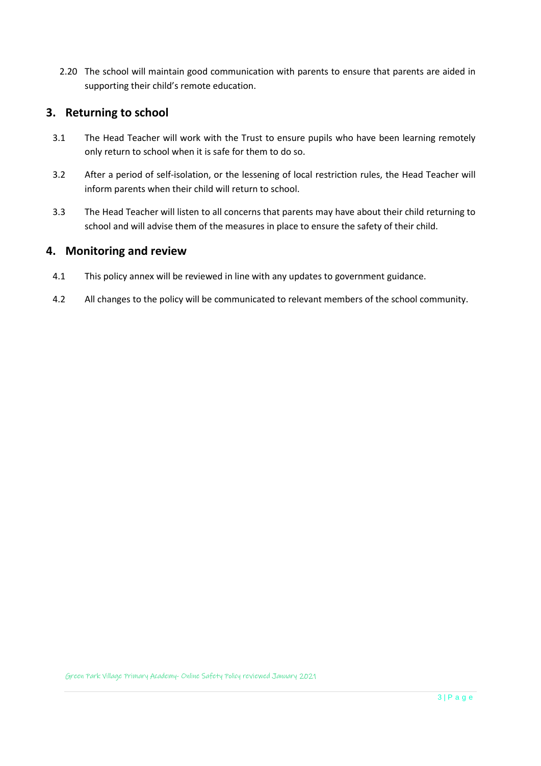2.20 The school will maintain good communication with parents to ensure that parents are aided in supporting their child's remote education.

## 3. Returning to school

3.1 The Head Teacher will work with the Trust to ensure pupils who have been learning remotely only return to school when it is safe for them to do so.

3.2 After a period of self-isolation, or the lessening of local restriction rules, the Head Teacher will inform parents when their child will return to school.

3.3 The Head Teacher will listen to all concerns that parents may have about their child returning to school and will advise them of the measures in place to ensure the safety of their child.

## 4. Monitoring and review

4.1 This policy annex will be reviewed in line with any updates to government guidance.

4.2 All changes to the policy will be communicated to relevant members of the school community.